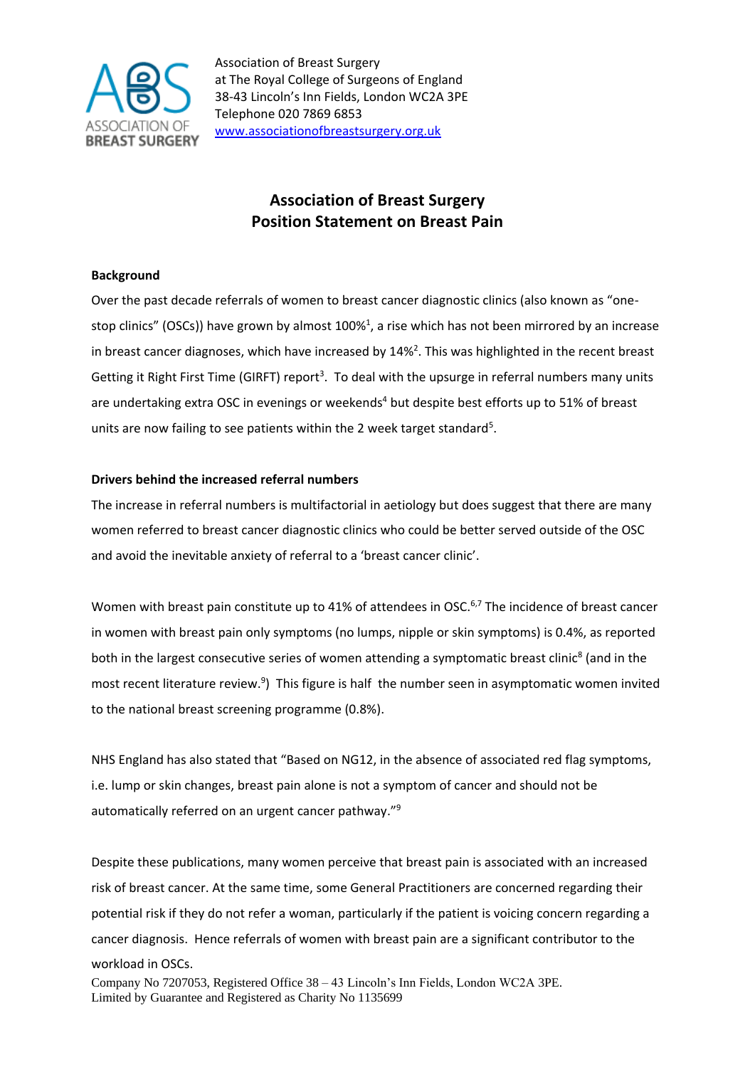Association of Breast Surgery
at The Royal College of Surgeons of England
38-43 Lincoln's Inn Fields, London WC2A 3PE
Telephone 020 7869 6853
www.associationofbreastsurgery.org.uk

# Association of Breast Surgery
# Position Statement on Breast Pain

**Background**

Over the past decade referrals of women to breast cancer diagnostic clinics (also known as "one-stop clinics" (OSCs)) have grown by almost 100%[1], a rise which has not been mirrored by an increase in breast cancer diagnoses, which have increased by 14%[2]. This was highlighted in the recent breast Getting it Right First Time (GIRFT) report[3]. To deal with the upsurge in referral numbers many units are undertaking extra OSC in evenings or weekends[4] but despite best efforts up to 51% of breast units are now failing to see patients within the 2 week target standard[5].

**Drivers behind the increased referral numbers**

The increase in referral numbers is multifactorial in aetiology but does suggest that there are many women referred to breast cancer diagnostic clinics who could be better served outside of the OSC and avoid the inevitable anxiety of referral to a 'breast cancer clinic'.

Women with breast pain constitute up to 41% of attendees in OSC.[6,7] The incidence of breast cancer in women with breast pain only symptoms (no lumps, nipple or skin symptoms) is 0.4%, as reported both in the largest consecutive series of women attending a symptomatic breast clinic[8] (and in the most recent literature review.[9]) This figure is half the number seen in asymptomatic women invited to the national breast screening programme (0.8%).

NHS England has also stated that "Based on NG12, in the absence of associated red flag symptoms, i.e. lump or skin changes, breast pain alone is not a symptom of cancer and should not be automatically referred on an urgent cancer pathway."[9]

Despite these publications, many women perceive that breast pain is associated with an increased risk of breast cancer. At the same time, some General Practitioners are concerned regarding their potential risk if they do not refer a woman, particularly if the patient is voicing concern regarding a cancer diagnosis. Hence referrals of women with breast pain are a significant contributor to the workload in OSCs.

Company No 7207053, Registered Office 38 – 43 Lincoln's Inn Fields, London WC2A 3PE.
Limited by Guarantee and Registered as Charity No 1135699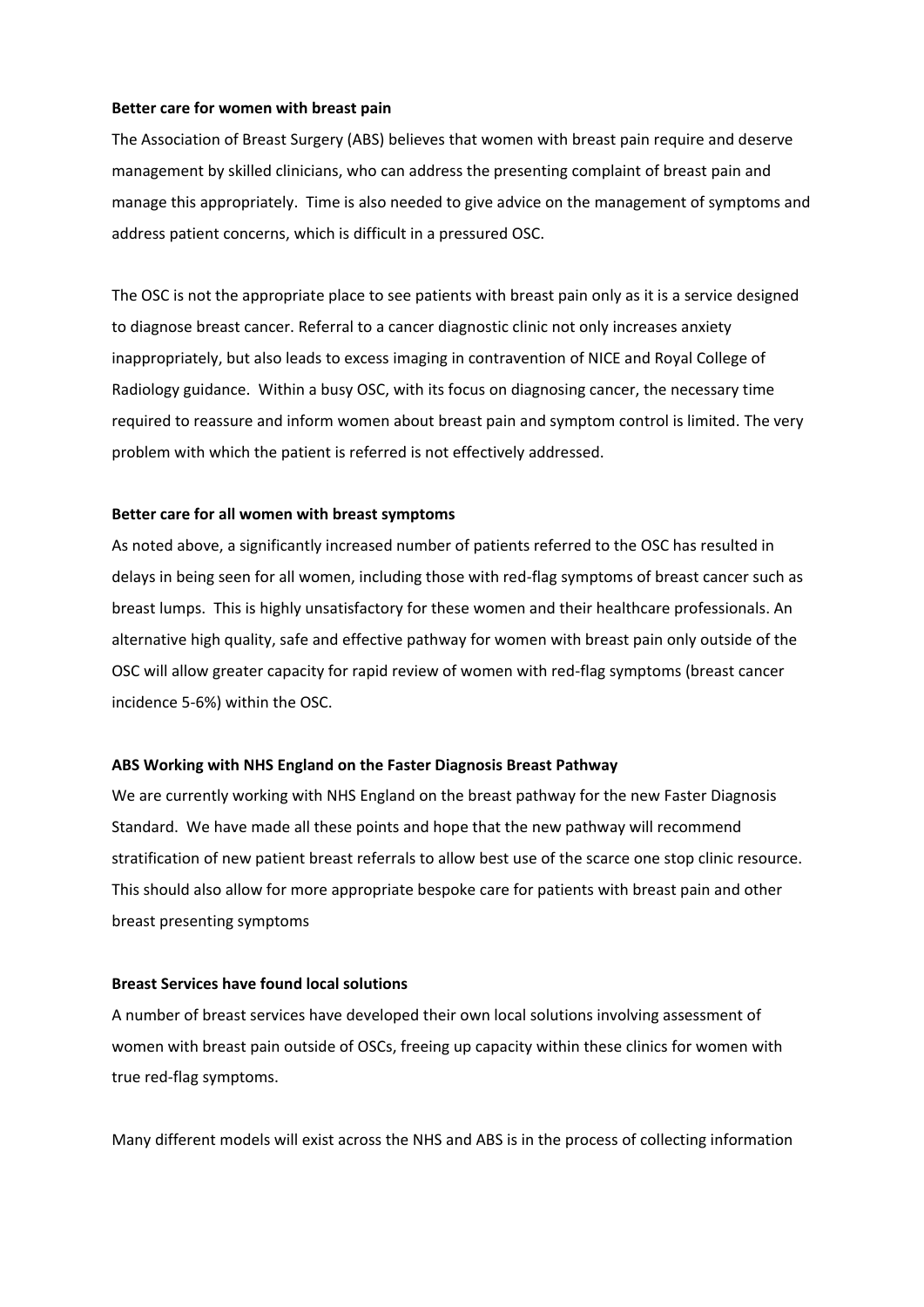**Better care for women with breast pain**

The Association of Breast Surgery (ABS) believes that women with breast pain require and deserve management by skilled clinicians, who can address the presenting complaint of breast pain and manage this appropriately. Time is also needed to give advice on the management of symptoms and address patient concerns, which is difficult in a pressured OSC.

The OSC is not the appropriate place to see patients with breast pain only as it is a service designed to diagnose breast cancer. Referral to a cancer diagnostic clinic not only increases anxiety inappropriately, but also leads to excess imaging in contravention of NICE and Royal College of Radiology guidance. Within a busy OSC, with its focus on diagnosing cancer, the necessary time required to reassure and inform women about breast pain and symptom control is limited. The very problem with which the patient is referred is not effectively addressed.

**Better care for all women with breast symptoms**

As noted above, a significantly increased number of patients referred to the OSC has resulted in delays in being seen for all women, including those with red-flag symptoms of breast cancer such as breast lumps. This is highly unsatisfactory for these women and their healthcare professionals. An alternative high quality, safe and effective pathway for women with breast pain only outside of the OSC will allow greater capacity for rapid review of women with red-flag symptoms (breast cancer incidence 5-6%) within the OSC.

**ABS Working with NHS England on the Faster Diagnosis Breast Pathway**

We are currently working with NHS England on the breast pathway for the new Faster Diagnosis Standard. We have made all these points and hope that the new pathway will recommend stratification of new patient breast referrals to allow best use of the scarce one stop clinic resource. This should also allow for more appropriate bespoke care for patients with breast pain and other breast presenting symptoms

**Breast Services have found local solutions**

A number of breast services have developed their own local solutions involving assessment of women with breast pain outside of OSCs, freeing up capacity within these clinics for women with true red-flag symptoms.

Many different models will exist across the NHS and ABS is in the process of collecting information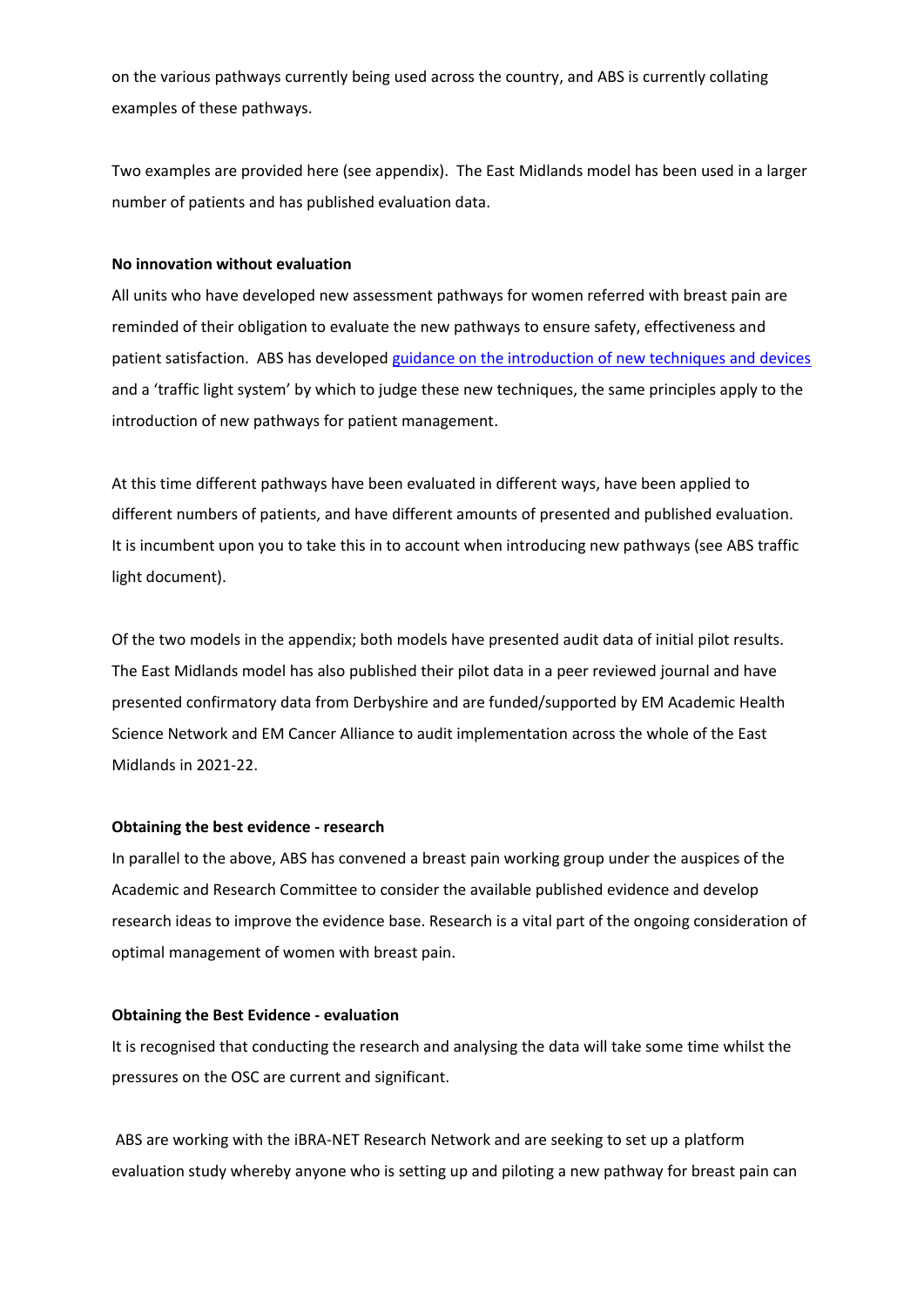on the various pathways currently being used across the country, and ABS is currently collating examples of these pathways.

Two examples are provided here (see appendix). The East Midlands model has been used in a larger number of patients and has published evaluation data.

**No innovation without evaluation**

All units who have developed new assessment pathways for women referred with breast pain are reminded of their obligation to evaluate the new pathways to ensure safety, effectiveness and patient satisfaction. ABS has developed guidance on the introduction of new techniques and devices and a 'traffic light system' by which to judge these new techniques, the same principles apply to the introduction of new pathways for patient management.

At this time different pathways have been evaluated in different ways, have been applied to different numbers of patients, and have different amounts of presented and published evaluation. It is incumbent upon you to take this in to account when introducing new pathways (see ABS traffic light document).

Of the two models in the appendix; both models have presented audit data of initial pilot results. The East Midlands model has also published their pilot data in a peer reviewed journal and have presented confirmatory data from Derbyshire and are funded/supported by EM Academic Health Science Network and EM Cancer Alliance to audit implementation across the whole of the East Midlands in 2021-22.

**Obtaining the best evidence - research**

In parallel to the above, ABS has convened a breast pain working group under the auspices of the Academic and Research Committee to consider the available published evidence and develop research ideas to improve the evidence base. Research is a vital part of the ongoing consideration of optimal management of women with breast pain.

**Obtaining the Best Evidence - evaluation**

It is recognised that conducting the research and analysing the data will take some time whilst the pressures on the OSC are current and significant.

ABS are working with the iBRA-NET Research Network and are seeking to set up a platform evaluation study whereby anyone who is setting up and piloting a new pathway for breast pain can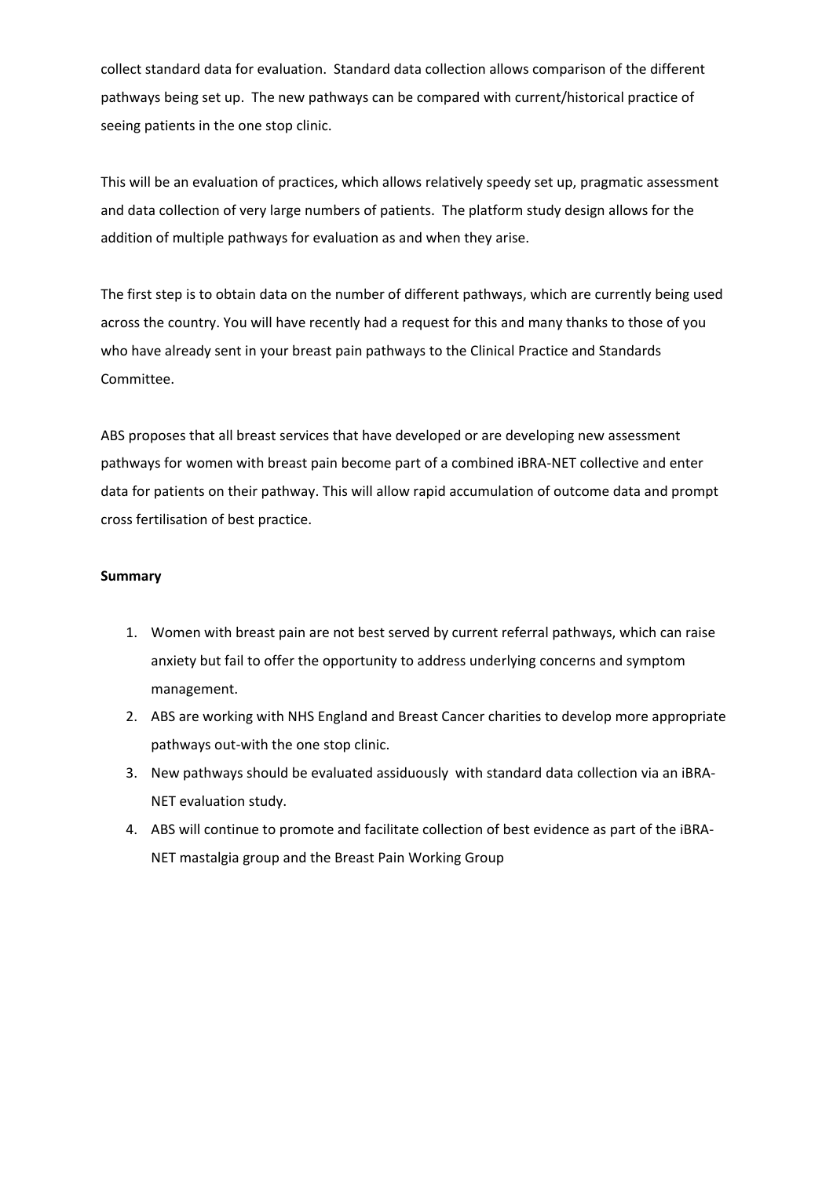collect standard data for evaluation. Standard data collection allows comparison of the different pathways being set up. The new pathways can be compared with current/historical practice of seeing patients in the one stop clinic.

This will be an evaluation of practices, which allows relatively speedy set up, pragmatic assessment and data collection of very large numbers of patients. The platform study design allows for the addition of multiple pathways for evaluation as and when they arise.

The first step is to obtain data on the number of different pathways, which are currently being used across the country. You will have recently had a request for this and many thanks to those of you who have already sent in your breast pain pathways to the Clinical Practice and Standards Committee.

ABS proposes that all breast services that have developed or are developing new assessment pathways for women with breast pain become part of a combined iBRA-NET collective and enter data for patients on their pathway. This will allow rapid accumulation of outcome data and prompt cross fertilisation of best practice.

**Summary**

1. Women with breast pain are not best served by current referral pathways, which can raise anxiety but fail to offer the opportunity to address underlying concerns and symptom management.
2. ABS are working with NHS England and Breast Cancer charities to develop more appropriate pathways out-with the one stop clinic.
3. New pathways should be evaluated assiduously with standard data collection via an iBRA-NET evaluation study.
4. ABS will continue to promote and facilitate collection of best evidence as part of the iBRA-NET mastalgia group and the Breast Pain Working Group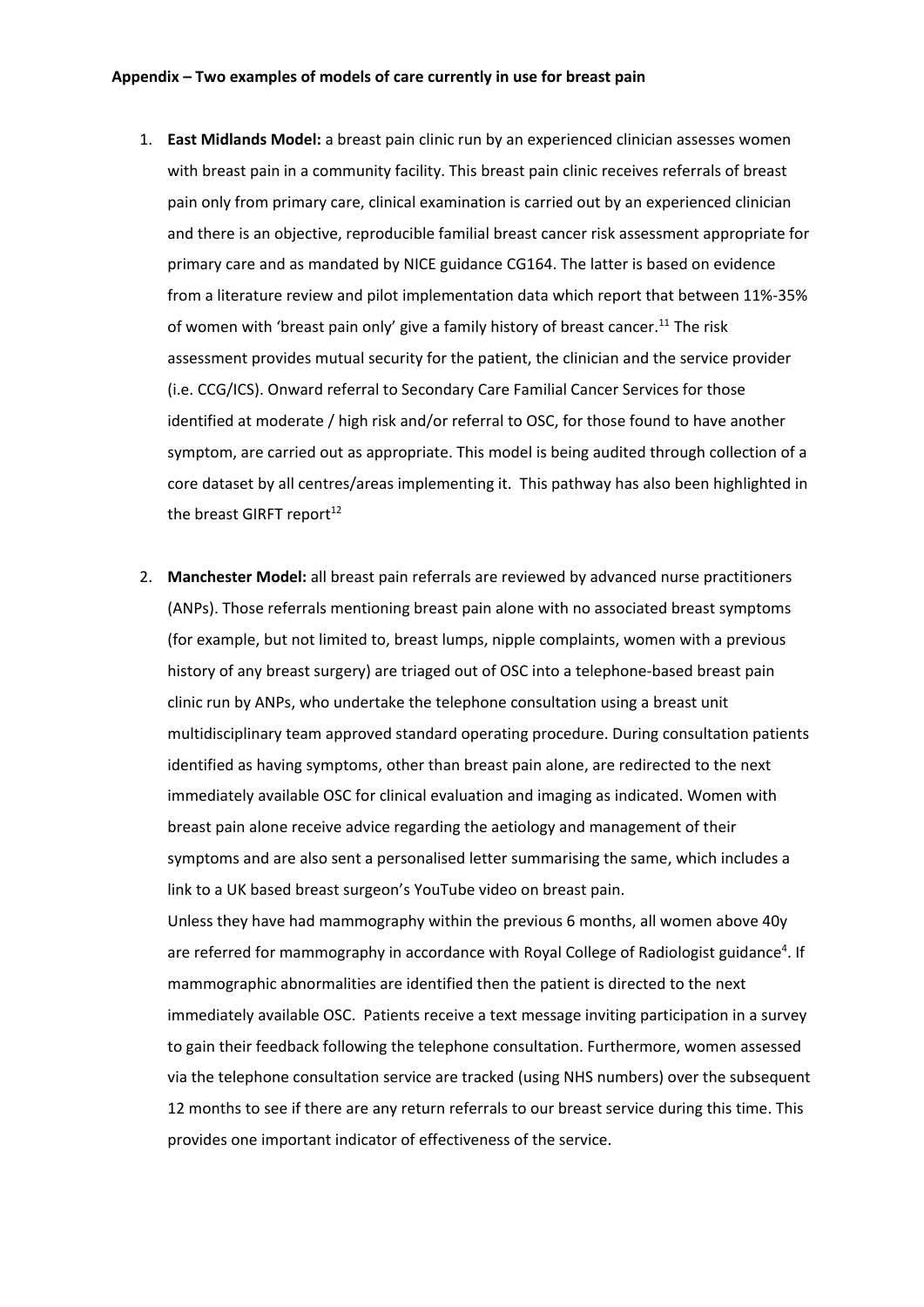**Appendix – Two examples of models of care currently in use for breast pain**

1. **East Midlands Model:** a breast pain clinic run by an experienced clinician assesses women with breast pain in a community facility. This breast pain clinic receives referrals of breast pain only from primary care, clinical examination is carried out by an experienced clinician and there is an objective, reproducible familial breast cancer risk assessment appropriate for primary care and as mandated by NICE guidance CG164. The latter is based on evidence from a literature review and pilot implementation data which report that between 11%-35% of women with 'breast pain only' give a family history of breast cancer.[11] The risk assessment provides mutual security for the patient, the clinician and the service provider (i.e. CCG/ICS). Onward referral to Secondary Care Familial Cancer Services for those identified at moderate / high risk and/or referral to OSC, for those found to have another symptom, are carried out as appropriate. This model is being audited through collection of a core dataset by all centres/areas implementing it. This pathway has also been highlighted in the breast GIRFT report[12]

2. **Manchester Model:** all breast pain referrals are reviewed by advanced nurse practitioners (ANPs). Those referrals mentioning breast pain alone with no associated breast symptoms (for example, but not limited to, breast lumps, nipple complaints, women with a previous history of any breast surgery) are triaged out of OSC into a telephone-based breast pain clinic run by ANPs, who undertake the telephone consultation using a breast unit multidisciplinary team approved standard operating procedure. During consultation patients identified as having symptoms, other than breast pain alone, are redirected to the next immediately available OSC for clinical evaluation and imaging as indicated. Women with breast pain alone receive advice regarding the aetiology and management of their symptoms and are also sent a personalised letter summarising the same, which includes a link to a UK based breast surgeon's YouTube video on breast pain.
   Unless they have had mammography within the previous 6 months, all women above 40y are referred for mammography in accordance with Royal College of Radiologist guidance[4]. If mammographic abnormalities are identified then the patient is directed to the next immediately available OSC. Patients receive a text message inviting participation in a survey to gain their feedback following the telephone consultation. Furthermore, women assessed via the telephone consultation service are tracked (using NHS numbers) over the subsequent 12 months to see if there are any return referrals to our breast service during this time. This provides one important indicator of effectiveness of the service.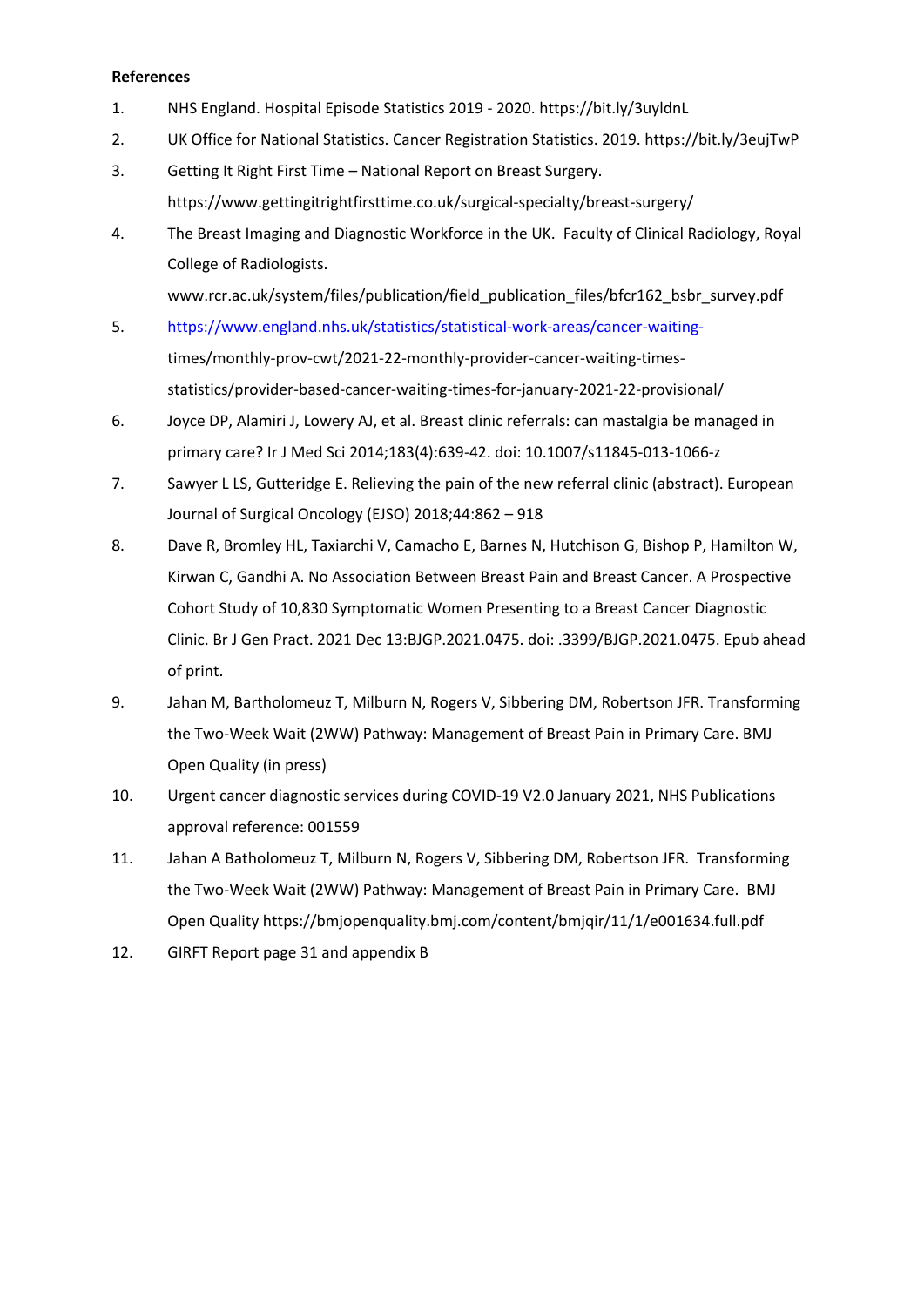**References**

1. NHS England. Hospital Episode Statistics 2019 - 2020. https://bit.ly/3uyldnL
2. UK Office for National Statistics. Cancer Registration Statistics. 2019. https://bit.ly/3eujTwP
3. Getting It Right First Time – National Report on Breast Surgery. https://www.gettingitrightfirsttime.co.uk/surgical-specialty/breast-surgery/
4. The Breast Imaging and Diagnostic Workforce in the UK. Faculty of Clinical Radiology, Royal College of Radiologists. www.rcr.ac.uk/system/files/publication/field_publication_files/bfcr162_bsbr_survey.pdf
5. https://www.england.nhs.uk/statistics/statistical-work-areas/cancer-waiting-times/monthly-prov-cwt/2021-22-monthly-provider-cancer-waiting-times-statistics/provider-based-cancer-waiting-times-for-january-2021-22-provisional/
6. Joyce DP, Alamiri J, Lowery AJ, et al. Breast clinic referrals: can mastalgia be managed in primary care? Ir J Med Sci 2014;183(4):639-42. doi: 10.1007/s11845-013-1066-z
7. Sawyer L LS, Gutteridge E. Relieving the pain of the new referral clinic (abstract). European Journal of Surgical Oncology (EJSO) 2018;44:862 – 918
8. Dave R, Bromley HL, Taxiarchi V, Camacho E, Barnes N, Hutchison G, Bishop P, Hamilton W, Kirwan C, Gandhi A. No Association Between Breast Pain and Breast Cancer. A Prospective Cohort Study of 10,830 Symptomatic Women Presenting to a Breast Cancer Diagnostic Clinic. Br J Gen Pract. 2021 Dec 13:BJGP.2021.0475. doi: .3399/BJGP.2021.0475. Epub ahead of print.
9. Jahan M, Bartholomeuz T, Milburn N, Rogers V, Sibbering DM, Robertson JFR. Transforming the Two-Week Wait (2WW) Pathway: Management of Breast Pain in Primary Care. BMJ Open Quality (in press)
10. Urgent cancer diagnostic services during COVID-19 V2.0 January 2021, NHS Publications approval reference: 001559
11. Jahan A Batholomeuz T, Milburn N, Rogers V, Sibbering DM, Robertson JFR. Transforming the Two-Week Wait (2WW) Pathway: Management of Breast Pain in Primary Care. BMJ Open Quality https://bmjopenquality.bmj.com/content/bmjqir/11/1/e001634.full.pdf
12. GIRFT Report page 31 and appendix B